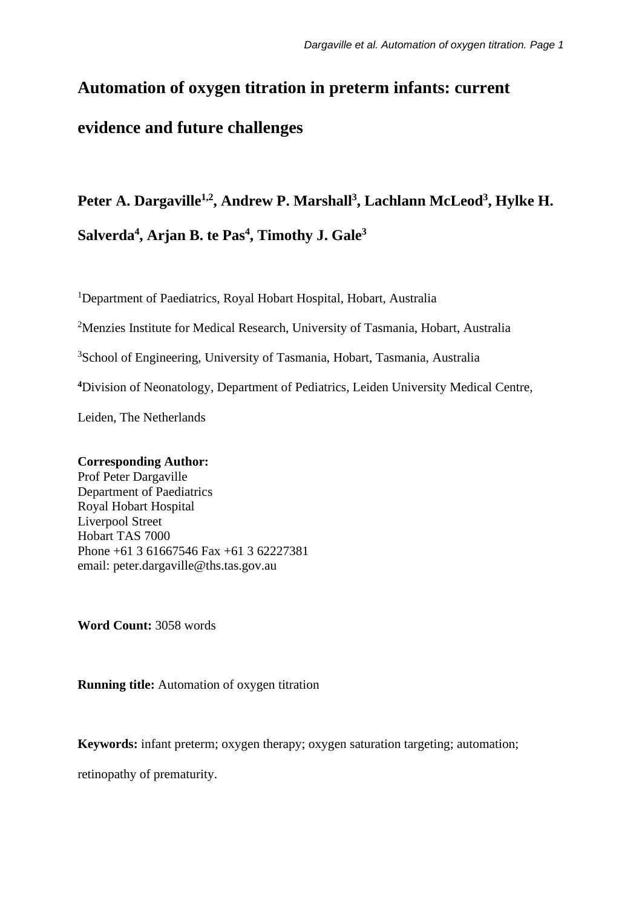# Automation of oxygen titration in preterm infants: current evidence and future challenges

**Peter A. Dargaville[1,2], Andrew P. Marshall[3], Lachlann McLeod[3], Hylke H. Salverda[4], Arjan B. te Pas[4], Timothy J. Gale[3]**

[1]Department of Paediatrics, Royal Hobart Hospital, Hobart, Australia

[2]Menzies Institute for Medical Research, University of Tasmania, Hobart, Australia

[3]School of Engineering, University of Tasmania, Hobart, Tasmania, Australia

[4]Division of Neonatology, Department of Pediatrics, Leiden University Medical Centre, Leiden, The Netherlands

**Corresponding Author:**
Prof Peter Dargaville
Department of Paediatrics
Royal Hobart Hospital
Liverpool Street
Hobart TAS 7000
Phone +61 3 61667546 Fax +61 3 62227381
email: peter.dargaville@ths.tas.gov.au

**Word Count:** 3058 words

**Running title:** Automation of oxygen titration

**Keywords:** infant preterm; oxygen therapy; oxygen saturation targeting; automation; retinopathy of prematurity.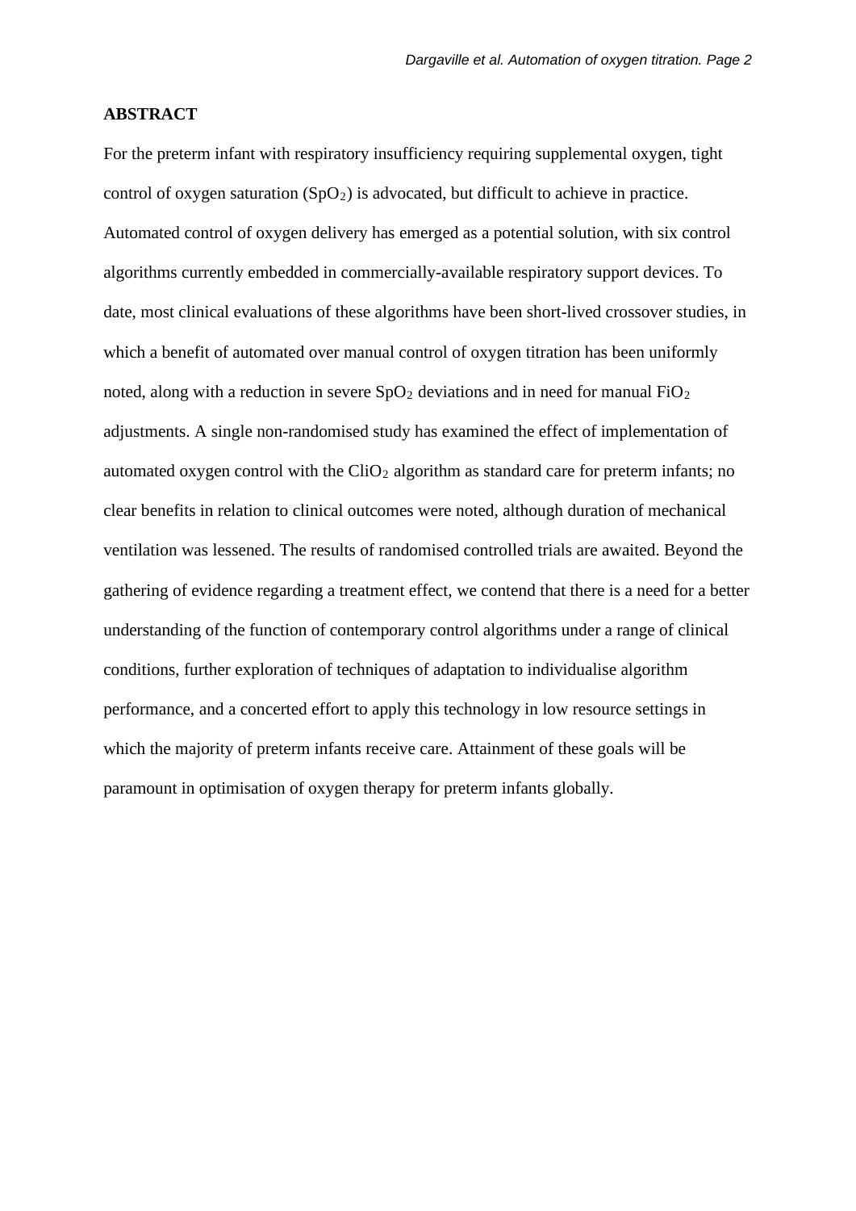## ABSTRACT

For the preterm infant with respiratory insufficiency requiring supplemental oxygen, tight control of oxygen saturation ($SpO_2$) is advocated, but difficult to achieve in practice. Automated control of oxygen delivery has emerged as a potential solution, with six control algorithms currently embedded in commercially-available respiratory support devices. To date, most clinical evaluations of these algorithms have been short-lived crossover studies, in which a benefit of automated over manual control of oxygen titration has been uniformly noted, along with a reduction in severe $SpO_2$ deviations and in need for manual $FiO_2$ adjustments. A single non-randomised study has examined the effect of implementation of automated oxygen control with the $CliO_2$ algorithm as standard care for preterm infants; no clear benefits in relation to clinical outcomes were noted, although duration of mechanical ventilation was lessened. The results of randomised controlled trials are awaited. Beyond the gathering of evidence regarding a treatment effect, we contend that there is a need for a better understanding of the function of contemporary control algorithms under a range of clinical conditions, further exploration of techniques of adaptation to individualise algorithm performance, and a concerted effort to apply this technology in low resource settings in which the majority of preterm infants receive care. Attainment of these goals will be paramount in optimisation of oxygen therapy for preterm infants globally.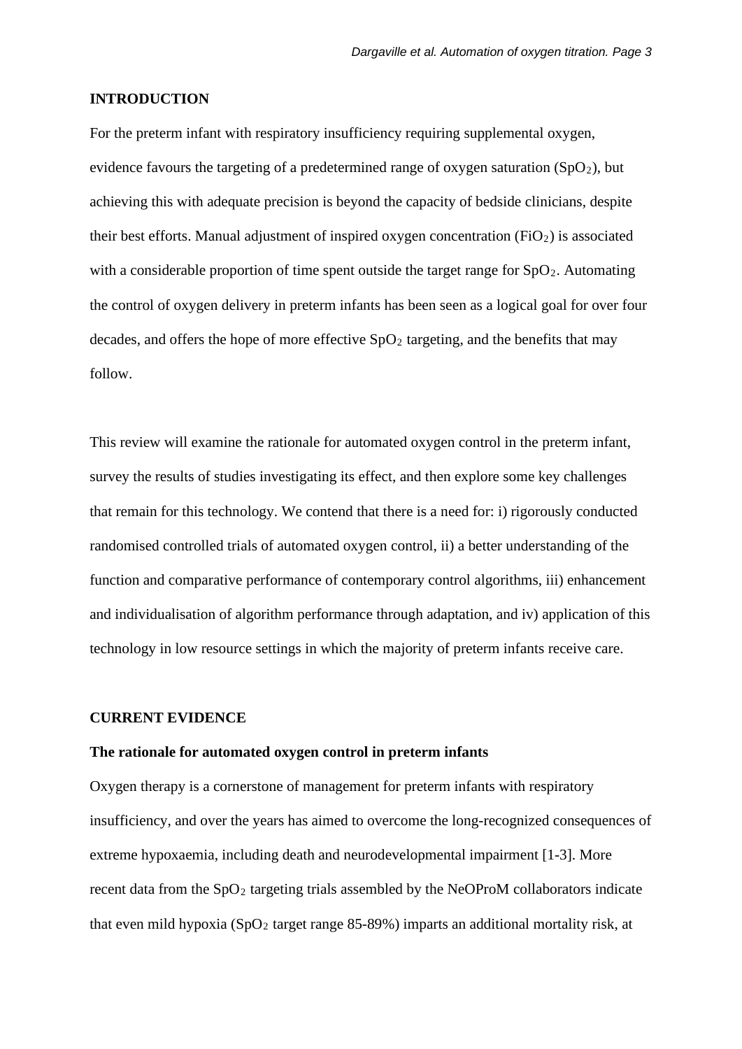## INTRODUCTION

For the preterm infant with respiratory insufficiency requiring supplemental oxygen, evidence favours the targeting of a predetermined range of oxygen saturation ($SpO_2$), but achieving this with adequate precision is beyond the capacity of bedside clinicians, despite their best efforts. Manual adjustment of inspired oxygen concentration ($FiO_2$) is associated with a considerable proportion of time spent outside the target range for $SpO_2$. Automating the control of oxygen delivery in preterm infants has been seen as a logical goal for over four decades, and offers the hope of more effective $SpO_2$ targeting, and the benefits that may follow.

This review will examine the rationale for automated oxygen control in the preterm infant, survey the results of studies investigating its effect, and then explore some key challenges that remain for this technology. We contend that there is a need for: i) rigorously conducted randomised controlled trials of automated oxygen control, ii) a better understanding of the function and comparative performance of contemporary control algorithms, iii) enhancement and individualisation of algorithm performance through adaptation, and iv) application of this technology in low resource settings in which the majority of preterm infants receive care.

## CURRENT EVIDENCE

### The rationale for automated oxygen control in preterm infants

Oxygen therapy is a cornerstone of management for preterm infants with respiratory insufficiency, and over the years has aimed to overcome the long-recognized consequences of extreme hypoxaemia, including death and neurodevelopmental impairment [1-3]. More recent data from the $SpO_2$ targeting trials assembled by the NeOProM collaborators indicate that even mild hypoxia ($SpO_2$ target range 85-89%) imparts an additional mortality risk, at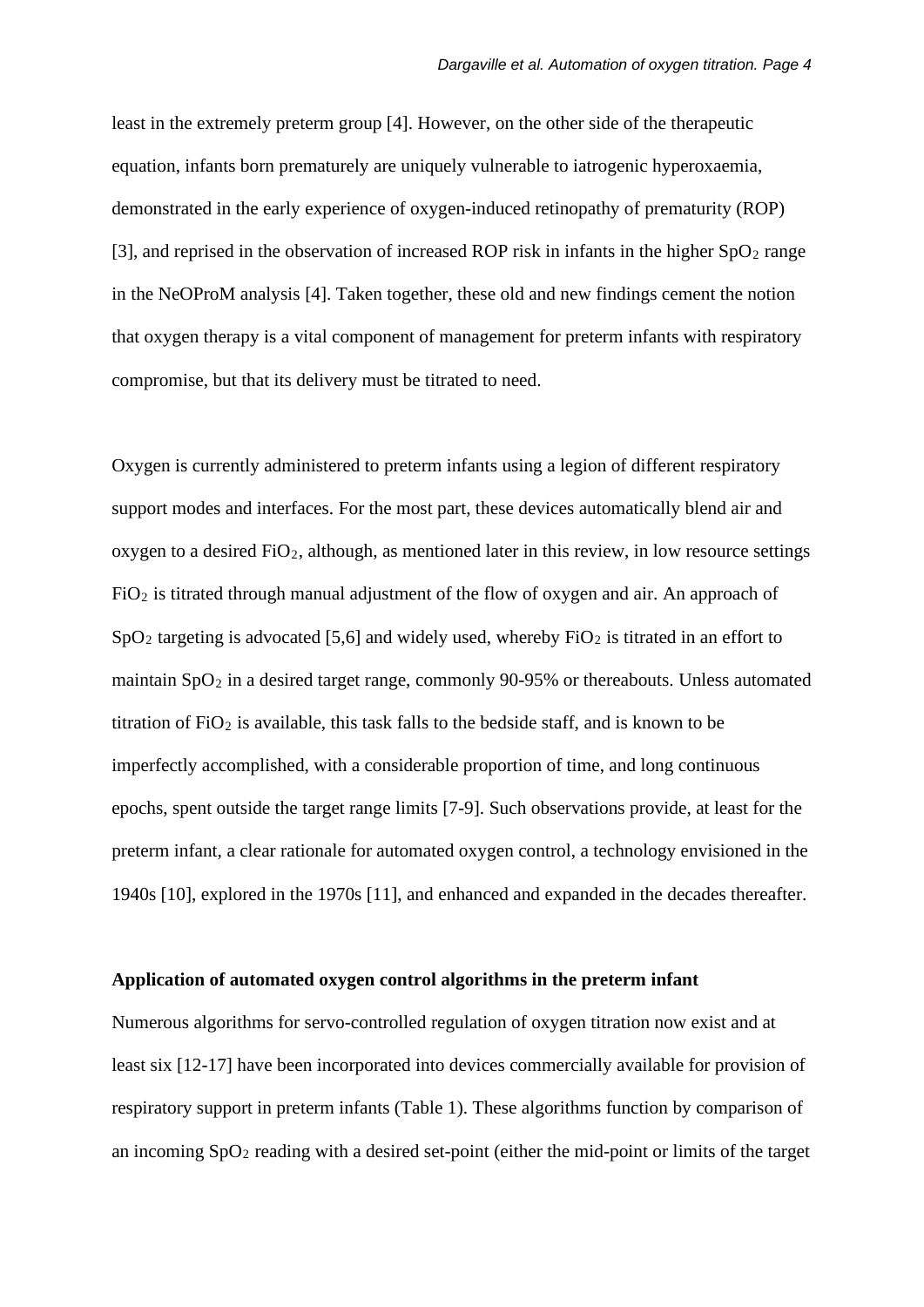least in the extremely preterm group [4]. However, on the other side of the therapeutic equation, infants born prematurely are uniquely vulnerable to iatrogenic hyperoxaemia, demonstrated in the early experience of oxygen-induced retinopathy of prematurity (ROP) [3], and reprised in the observation of increased ROP risk in infants in the higher $SpO_2$ range in the NeOProM analysis [4]. Taken together, these old and new findings cement the notion that oxygen therapy is a vital component of management for preterm infants with respiratory compromise, but that its delivery must be titrated to need.

Oxygen is currently administered to preterm infants using a legion of different respiratory support modes and interfaces. For the most part, these devices automatically blend air and oxygen to a desired $FiO_2$, although, as mentioned later in this review, in low resource settings $FiO_2$ is titrated through manual adjustment of the flow of oxygen and air. An approach of $SpO_2$ targeting is advocated [5,6] and widely used, whereby $FiO_2$ is titrated in an effort to maintain $SpO_2$ in a desired target range, commonly 90-95% or thereabouts. Unless automated titration of $FiO_2$ is available, this task falls to the bedside staff, and is known to be imperfectly accomplished, with a considerable proportion of time, and long continuous epochs, spent outside the target range limits [7-9]. Such observations provide, at least for the preterm infant, a clear rationale for automated oxygen control, a technology envisioned in the 1940s [10], explored in the 1970s [11], and enhanced and expanded in the decades thereafter.

**Application of automated oxygen control algorithms in the preterm infant**

Numerous algorithms for servo-controlled regulation of oxygen titration now exist and at least six [12-17] have been incorporated into devices commercially available for provision of respiratory support in preterm infants (Table 1). These algorithms function by comparison of an incoming $SpO_2$ reading with a desired set-point (either the mid-point or limits of the target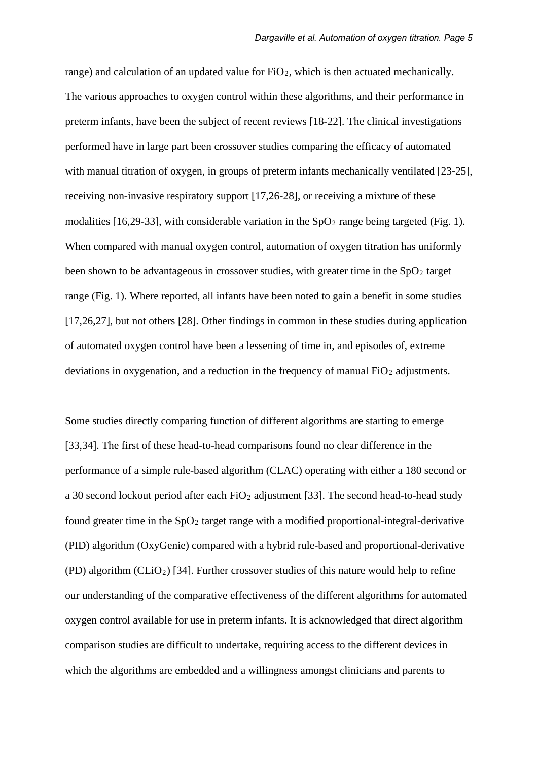range) and calculation of an updated value for $FiO_2$, which is then actuated mechanically. The various approaches to oxygen control within these algorithms, and their performance in preterm infants, have been the subject of recent reviews [18-22]. The clinical investigations performed have in large part been crossover studies comparing the efficacy of automated with manual titration of oxygen, in groups of preterm infants mechanically ventilated [23-25], receiving non-invasive respiratory support [17,26-28], or receiving a mixture of these modalities [16,29-33], with considerable variation in the $SpO_2$ range being targeted (Fig. 1). When compared with manual oxygen control, automation of oxygen titration has uniformly been shown to be advantageous in crossover studies, with greater time in the $SpO_2$ target range (Fig. 1). Where reported, all infants have been noted to gain a benefit in some studies [17,26,27], but not others [28]. Other findings in common in these studies during application of automated oxygen control have been a lessening of time in, and episodes of, extreme deviations in oxygenation, and a reduction in the frequency of manual $FiO_2$ adjustments.

Some studies directly comparing function of different algorithms are starting to emerge [33,34]. The first of these head-to-head comparisons found no clear difference in the performance of a simple rule-based algorithm (CLAC) operating with either a 180 second or a 30 second lockout period after each $FiO_2$ adjustment [33]. The second head-to-head study found greater time in the $SpO_2$ target range with a modified proportional-integral-derivative (PID) algorithm (OxyGenie) compared with a hybrid rule-based and proportional-derivative (PD) algorithm ($CLiO_2$) [34]. Further crossover studies of this nature would help to refine our understanding of the comparative effectiveness of the different algorithms for automated oxygen control available for use in preterm infants. It is acknowledged that direct algorithm comparison studies are difficult to undertake, requiring access to the different devices in which the algorithms are embedded and a willingness amongst clinicians and parents to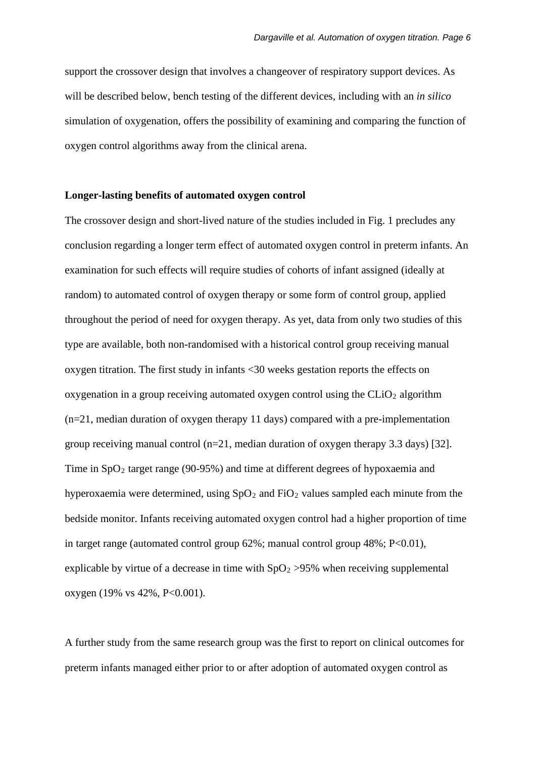support the crossover design that involves a changeover of respiratory support devices. As will be described below, bench testing of the different devices, including with an *in silico* simulation of oxygenation, offers the possibility of examining and comparing the function of oxygen control algorithms away from the clinical arena.

**Longer-lasting benefits of automated oxygen control**

The crossover design and short-lived nature of the studies included in Fig. 1 precludes any conclusion regarding a longer term effect of automated oxygen control in preterm infants. An examination for such effects will require studies of cohorts of infant assigned (ideally at random) to automated control of oxygen therapy or some form of control group, applied throughout the period of need for oxygen therapy. As yet, data from only two studies of this type are available, both non-randomised with a historical control group receiving manual oxygen titration. The first study in infants <30 weeks gestation reports the effects on oxygenation in a group receiving automated oxygen control using the $CLiO_2$ algorithm (n=21, median duration of oxygen therapy 11 days) compared with a pre-implementation group receiving manual control (n=21, median duration of oxygen therapy 3.3 days) [32]. Time in $SpO_2$ target range (90-95%) and time at different degrees of hypoxaemia and hyperoxaemia were determined, using $SpO_2$ and $FiO_2$ values sampled each minute from the bedside monitor. Infants receiving automated oxygen control had a higher proportion of time in target range (automated control group 62%; manual control group 48%; $P<0.01$), explicable by virtue of a decrease in time with $SpO_2$ >95% when receiving supplemental oxygen (19% vs 42%, $P<0.001$).

A further study from the same research group was the first to report on clinical outcomes for preterm infants managed either prior to or after adoption of automated oxygen control as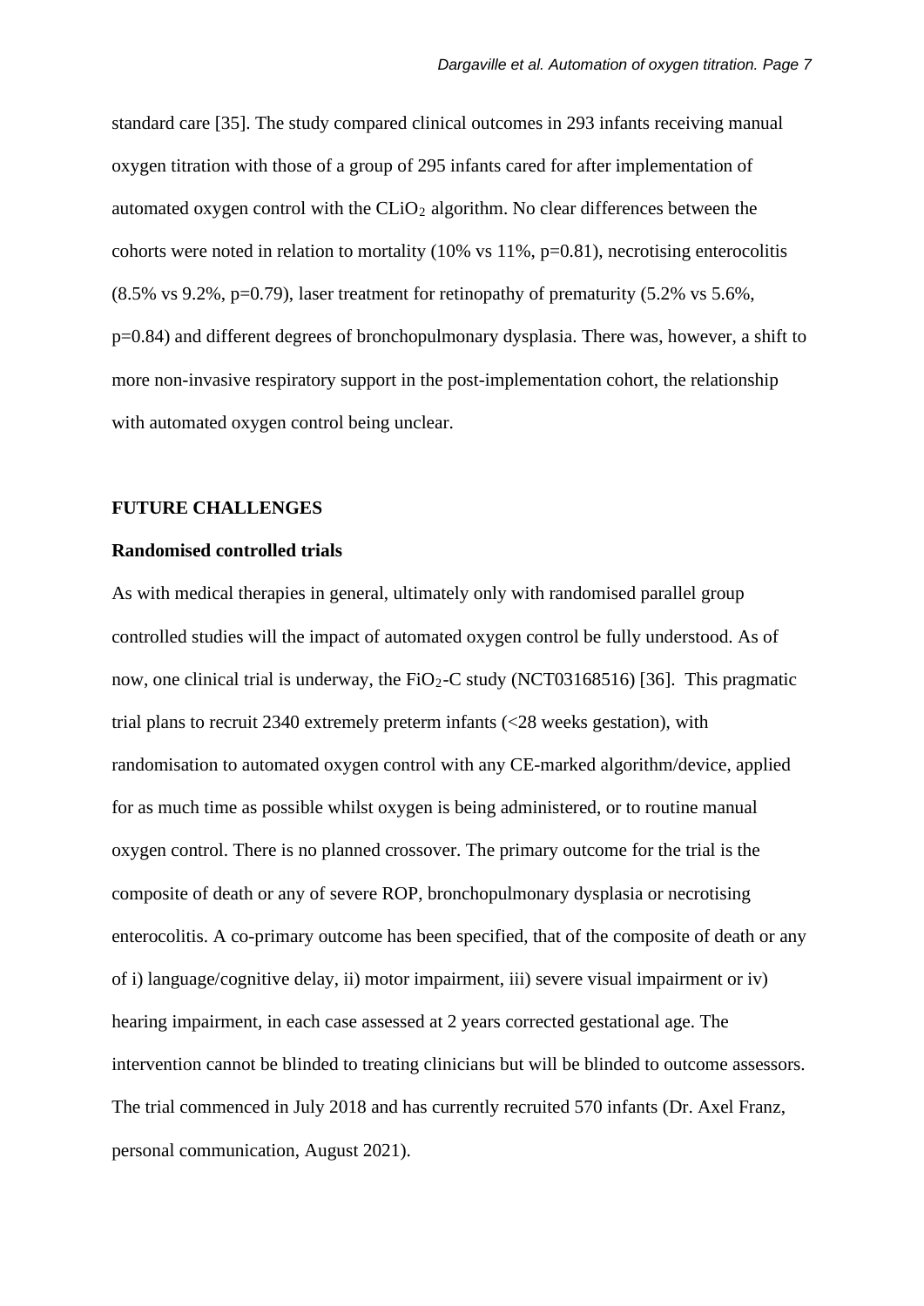standard care [35]. The study compared clinical outcomes in 293 infants receiving manual oxygen titration with those of a group of 295 infants cared for after implementation of automated oxygen control with the $CLiO_2$ algorithm. No clear differences between the cohorts were noted in relation to mortality (10% vs 11%, p=0.81), necrotising enterocolitis (8.5% vs 9.2%, p=0.79), laser treatment for retinopathy of prematurity (5.2% vs 5.6%, p=0.84) and different degrees of bronchopulmonary dysplasia. There was, however, a shift to more non-invasive respiratory support in the post-implementation cohort, the relationship with automated oxygen control being unclear.

## FUTURE CHALLENGES

### Randomised controlled trials

As with medical therapies in general, ultimately only with randomised parallel group controlled studies will the impact of automated oxygen control be fully understood. As of now, one clinical trial is underway, the $FiO_2$-C study (NCT03168516) [36]. This pragmatic trial plans to recruit 2340 extremely preterm infants (<28 weeks gestation), with randomisation to automated oxygen control with any CE-marked algorithm/device, applied for as much time as possible whilst oxygen is being administered, or to routine manual oxygen control. There is no planned crossover. The primary outcome for the trial is the composite of death or any of severe ROP, bronchopulmonary dysplasia or necrotising enterocolitis. A co-primary outcome has been specified, that of the composite of death or any of i) language/cognitive delay, ii) motor impairment, iii) severe visual impairment or iv) hearing impairment, in each case assessed at 2 years corrected gestational age. The intervention cannot be blinded to treating clinicians but will be blinded to outcome assessors. The trial commenced in July 2018 and has currently recruited 570 infants (Dr. Axel Franz, personal communication, August 2021).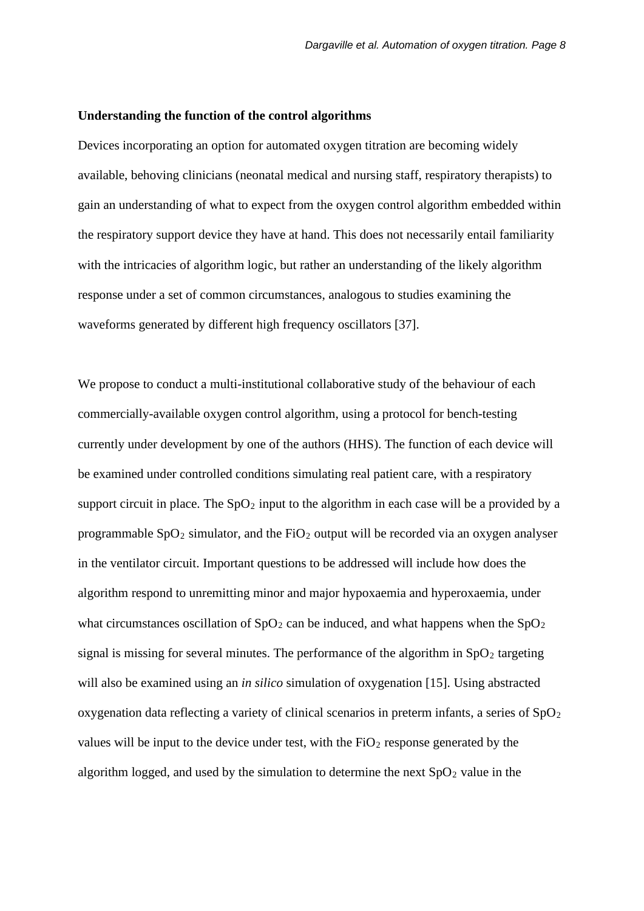**Understanding the function of the control algorithms**

Devices incorporating an option for automated oxygen titration are becoming widely available, behoving clinicians (neonatal medical and nursing staff, respiratory therapists) to gain an understanding of what to expect from the oxygen control algorithm embedded within the respiratory support device they have at hand. This does not necessarily entail familiarity with the intricacies of algorithm logic, but rather an understanding of the likely algorithm response under a set of common circumstances, analogous to studies examining the waveforms generated by different high frequency oscillators [37].

We propose to conduct a multi-institutional collaborative study of the behaviour of each commercially-available oxygen control algorithm, using a protocol for bench-testing currently under development by one of the authors (HHS). The function of each device will be examined under controlled conditions simulating real patient care, with a respiratory support circuit in place. The $SpO_2$ input to the algorithm in each case will be a provided by a programmable $SpO_2$ simulator, and the $FiO_2$ output will be recorded via an oxygen analyser in the ventilator circuit. Important questions to be addressed will include how does the algorithm respond to unremitting minor and major hypoxaemia and hyperoxaemia, under what circumstances oscillation of $SpO_2$ can be induced, and what happens when the $SpO_2$ signal is missing for several minutes. The performance of the algorithm in $SpO_2$ targeting will also be examined using an *in silico* simulation of oxygenation [15]. Using abstracted oxygenation data reflecting a variety of clinical scenarios in preterm infants, a series of $SpO_2$ values will be input to the device under test, with the $FiO_2$ response generated by the algorithm logged, and used by the simulation to determine the next $SpO_2$ value in the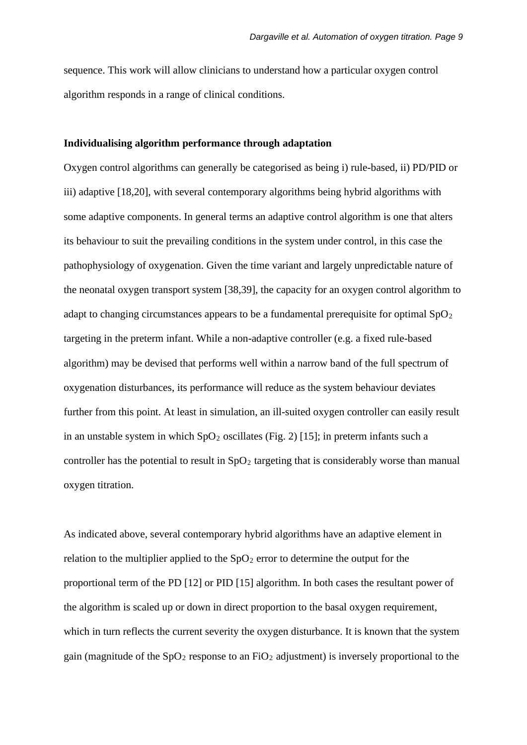sequence. This work will allow clinicians to understand how a particular oxygen control algorithm responds in a range of clinical conditions.

**Individualising algorithm performance through adaptation**

Oxygen control algorithms can generally be categorised as being i) rule-based, ii) PD/PID or iii) adaptive [18,20], with several contemporary algorithms being hybrid algorithms with some adaptive components. In general terms an adaptive control algorithm is one that alters its behaviour to suit the prevailing conditions in the system under control, in this case the pathophysiology of oxygenation. Given the time variant and largely unpredictable nature of the neonatal oxygen transport system [38,39], the capacity for an oxygen control algorithm to adapt to changing circumstances appears to be a fundamental prerequisite for optimal $SpO_2$ targeting in the preterm infant. While a non-adaptive controller (e.g. a fixed rule-based algorithm) may be devised that performs well within a narrow band of the full spectrum of oxygenation disturbances, its performance will reduce as the system behaviour deviates further from this point. At least in simulation, an ill-suited oxygen controller can easily result in an unstable system in which $SpO_2$ oscillates (Fig. 2) [15]; in preterm infants such a controller has the potential to result in $SpO_2$ targeting that is considerably worse than manual oxygen titration.

As indicated above, several contemporary hybrid algorithms have an adaptive element in relation to the multiplier applied to the $SpO_2$ error to determine the output for the proportional term of the PD [12] or PID [15] algorithm. In both cases the resultant power of the algorithm is scaled up or down in direct proportion to the basal oxygen requirement, which in turn reflects the current severity the oxygen disturbance. It is known that the system gain (magnitude of the $SpO_2$ response to an $FiO_2$ adjustment) is inversely proportional to the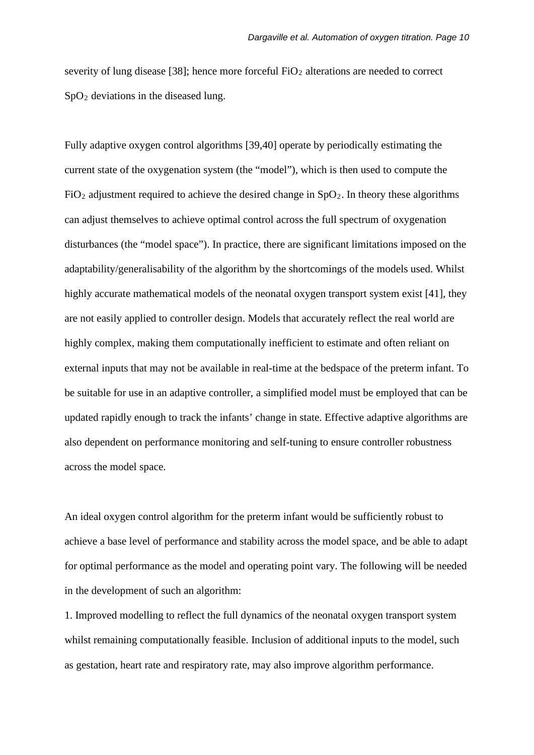severity of lung disease [38]; hence more forceful $FiO_2$ alterations are needed to correct $SpO_2$ deviations in the diseased lung.

Fully adaptive oxygen control algorithms [39,40] operate by periodically estimating the current state of the oxygenation system (the “model”), which is then used to compute the $FiO_2$ adjustment required to achieve the desired change in $SpO_2$. In theory these algorithms can adjust themselves to achieve optimal control across the full spectrum of oxygenation disturbances (the “model space”). In practice, there are significant limitations imposed on the adaptability/generalisability of the algorithm by the shortcomings of the models used. Whilst highly accurate mathematical models of the neonatal oxygen transport system exist [41], they are not easily applied to controller design. Models that accurately reflect the real world are highly complex, making them computationally inefficient to estimate and often reliant on external inputs that may not be available in real-time at the bedspace of the preterm infant. To be suitable for use in an adaptive controller, a simplified model must be employed that can be updated rapidly enough to track the infants’ change in state. Effective adaptive algorithms are also dependent on performance monitoring and self-tuning to ensure controller robustness across the model space.

An ideal oxygen control algorithm for the preterm infant would be sufficiently robust to achieve a base level of performance and stability across the model space, and be able to adapt for optimal performance as the model and operating point vary. The following will be needed in the development of such an algorithm:

1. Improved modelling to reflect the full dynamics of the neonatal oxygen transport system whilst remaining computationally feasible. Inclusion of additional inputs to the model, such as gestation, heart rate and respiratory rate, may also improve algorithm performance.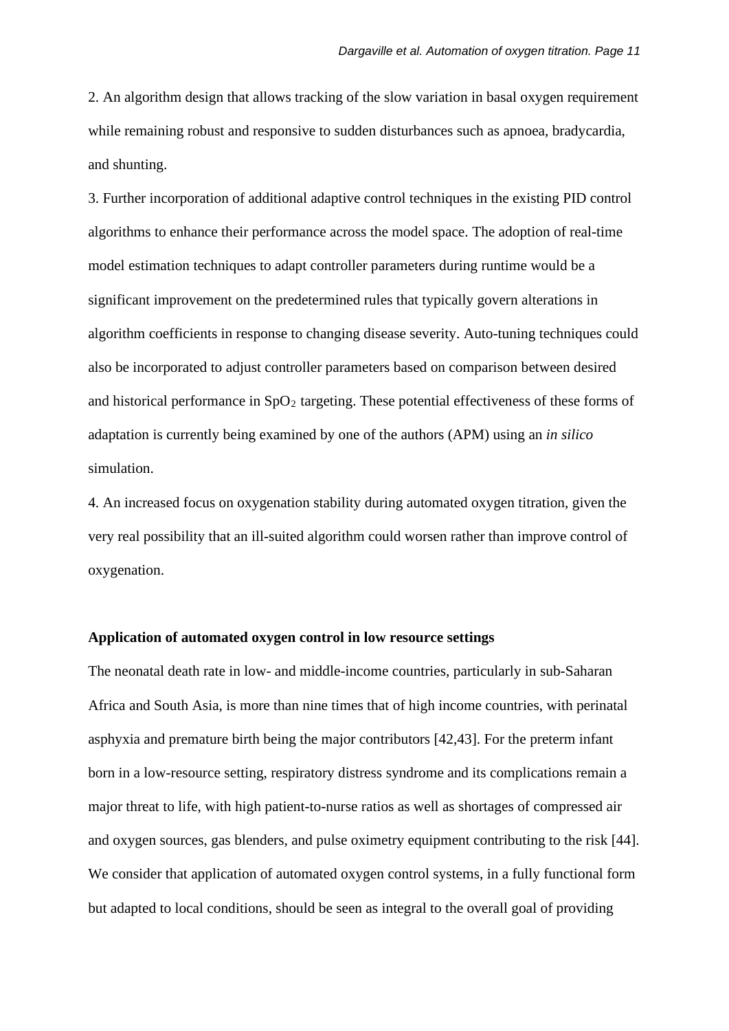2. An algorithm design that allows tracking of the slow variation in basal oxygen requirement while remaining robust and responsive to sudden disturbances such as apnoea, bradycardia, and shunting.

3. Further incorporation of additional adaptive control techniques in the existing PID control algorithms to enhance their performance across the model space. The adoption of real-time model estimation techniques to adapt controller parameters during runtime would be a significant improvement on the predetermined rules that typically govern alterations in algorithm coefficients in response to changing disease severity. Auto-tuning techniques could also be incorporated to adjust controller parameters based on comparison between desired and historical performance in $SpO_2$ targeting. These potential effectiveness of these forms of adaptation is currently being examined by one of the authors (APM) using an *in silico* simulation.

4. An increased focus on oxygenation stability during automated oxygen titration, given the very real possibility that an ill-suited algorithm could worsen rather than improve control of oxygenation.

**Application of automated oxygen control in low resource settings**

The neonatal death rate in low- and middle-income countries, particularly in sub-Saharan Africa and South Asia, is more than nine times that of high income countries, with perinatal asphyxia and premature birth being the major contributors [42,43]. For the preterm infant born in a low-resource setting, respiratory distress syndrome and its complications remain a major threat to life, with high patient-to-nurse ratios as well as shortages of compressed air and oxygen sources, gas blenders, and pulse oximetry equipment contributing to the risk [44]. We consider that application of automated oxygen control systems, in a fully functional form but adapted to local conditions, should be seen as integral to the overall goal of providing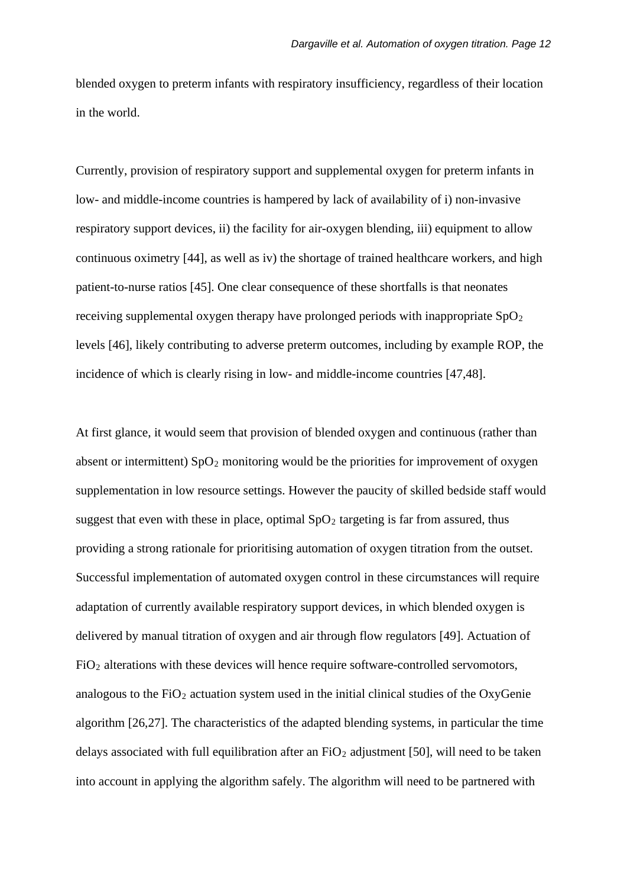blended oxygen to preterm infants with respiratory insufficiency, regardless of their location in the world.

Currently, provision of respiratory support and supplemental oxygen for preterm infants in low- and middle-income countries is hampered by lack of availability of i) non-invasive respiratory support devices, ii) the facility for air-oxygen blending, iii) equipment to allow continuous oximetry [44], as well as iv) the shortage of trained healthcare workers, and high patient-to-nurse ratios [45]. One clear consequence of these shortfalls is that neonates receiving supplemental oxygen therapy have prolonged periods with inappropriate $SpO_2$ levels [46], likely contributing to adverse preterm outcomes, including by example ROP, the incidence of which is clearly rising in low- and middle-income countries [47,48].

At first glance, it would seem that provision of blended oxygen and continuous (rather than absent or intermittent) $SpO_2$ monitoring would be the priorities for improvement of oxygen supplementation in low resource settings. However the paucity of skilled bedside staff would suggest that even with these in place, optimal $SpO_2$ targeting is far from assured, thus providing a strong rationale for prioritising automation of oxygen titration from the outset. Successful implementation of automated oxygen control in these circumstances will require adaptation of currently available respiratory support devices, in which blended oxygen is delivered by manual titration of oxygen and air through flow regulators [49]. Actuation of $FiO_2$ alterations with these devices will hence require software-controlled servomotors, analogous to the $FiO_2$ actuation system used in the initial clinical studies of the OxyGenie algorithm [26,27]. The characteristics of the adapted blending systems, in particular the time delays associated with full equilibration after an $FiO_2$ adjustment [50], will need to be taken into account in applying the algorithm safely. The algorithm will need to be partnered with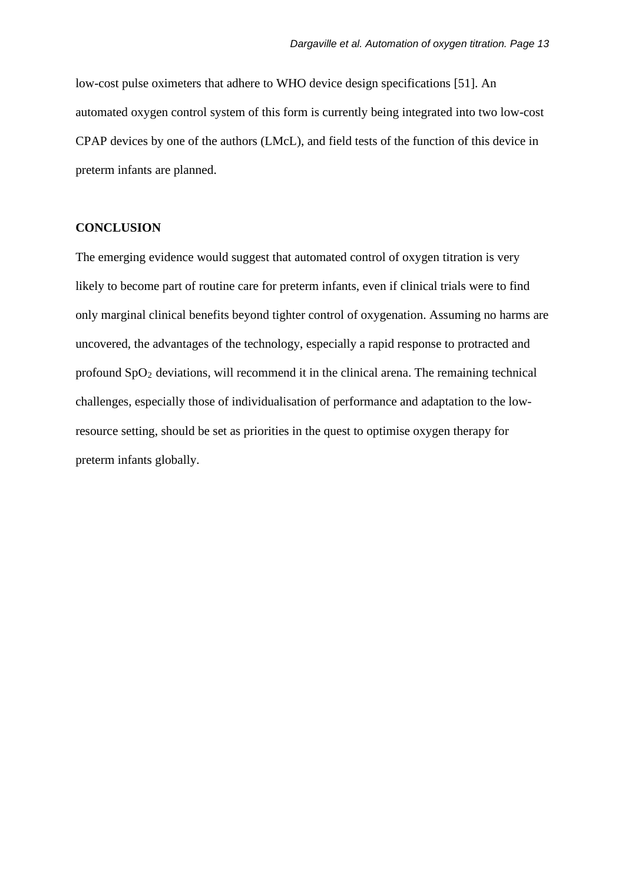low-cost pulse oximeters that adhere to WHO device design specifications [51]. An automated oxygen control system of this form is currently being integrated into two low-cost CPAP devices by one of the authors (LMcL), and field tests of the function of this device in preterm infants are planned.

## CONCLUSION

The emerging evidence would suggest that automated control of oxygen titration is very likely to become part of routine care for preterm infants, even if clinical trials were to find only marginal clinical benefits beyond tighter control of oxygenation. Assuming no harms are uncovered, the advantages of the technology, especially a rapid response to protracted and profound $SpO_2$ deviations, will recommend it in the clinical arena. The remaining technical challenges, especially those of individualisation of performance and adaptation to the low-resource setting, should be set as priorities in the quest to optimise oxygen therapy for preterm infants globally.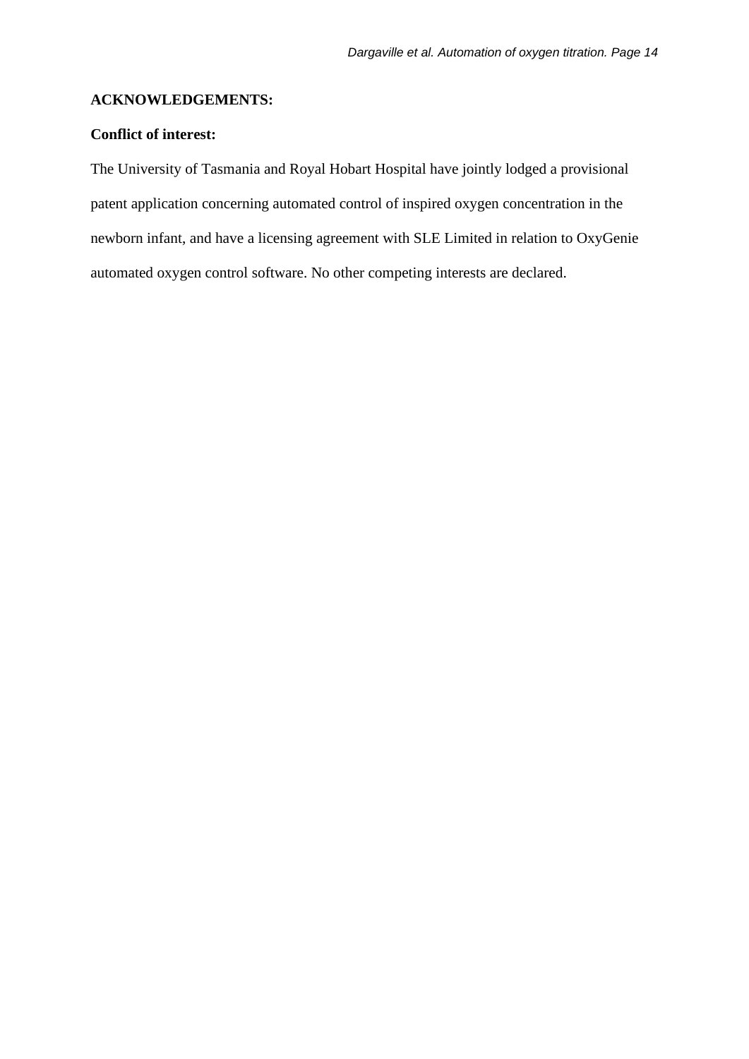## ACKNOWLEDGEMENTS:

### Conflict of interest:

The University of Tasmania and Royal Hobart Hospital have jointly lodged a provisional patent application concerning automated control of inspired oxygen concentration in the newborn infant, and have a licensing agreement with SLE Limited in relation to OxyGenie automated oxygen control software. No other competing interests are declared.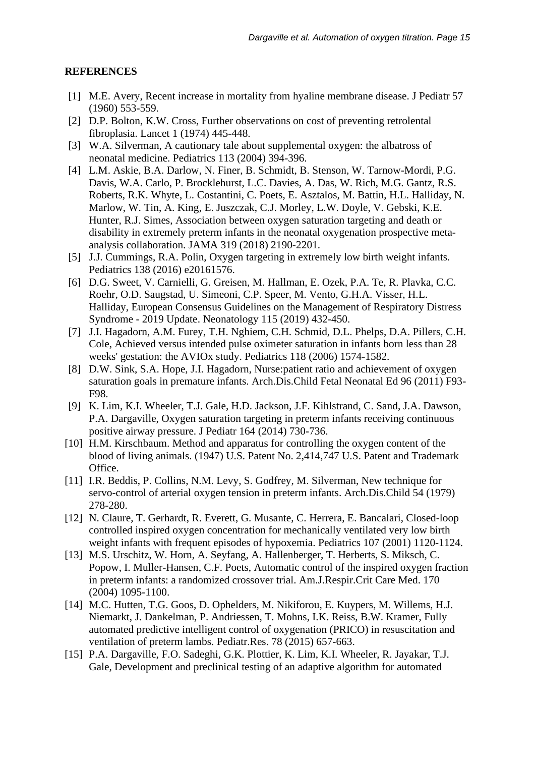**REFERENCES**

[1] M.E. Avery, Recent increase in mortality from hyaline membrane disease. J Pediatr 57 (1960) 553-559.

[2] D.P. Bolton, K.W. Cross, Further observations on cost of preventing retrolental fibroplasia. Lancet 1 (1974) 445-448.

[3] W.A. Silverman, A cautionary tale about supplemental oxygen: the albatross of neonatal medicine. Pediatrics 113 (2004) 394-396.

[4] L.M. Askie, B.A. Darlow, N. Finer, B. Schmidt, B. Stenson, W. Tarnow-Mordi, P.G. Davis, W.A. Carlo, P. Brocklehurst, L.C. Davies, A. Das, W. Rich, M.G. Gantz, R.S. Roberts, R.K. Whyte, L. Costantini, C. Poets, E. Asztalos, M. Battin, H.L. Halliday, N. Marlow, W. Tin, A. King, E. Juszczak, C.J. Morley, L.W. Doyle, V. Gebski, K.E. Hunter, R.J. Simes, Association between oxygen saturation targeting and death or disability in extremely preterm infants in the neonatal oxygenation prospective meta-analysis collaboration. JAMA 319 (2018) 2190-2201.

[5] J.J. Cummings, R.A. Polin, Oxygen targeting in extremely low birth weight infants. Pediatrics 138 (2016) e20161576.

[6] D.G. Sweet, V. Carnielli, G. Greisen, M. Hallman, E. Ozek, P.A. Te, R. Plavka, C.C. Roehr, O.D. Saugstad, U. Simeoni, C.P. Speer, M. Vento, G.H.A. Visser, H.L. Halliday, European Consensus Guidelines on the Management of Respiratory Distress Syndrome - 2019 Update. Neonatology 115 (2019) 432-450.

[7] J.I. Hagadorn, A.M. Furey, T.H. Nghiem, C.H. Schmid, D.L. Phelps, D.A. Pillers, C.H. Cole, Achieved versus intended pulse oximeter saturation in infants born less than 28 weeks' gestation: the AVIOx study. Pediatrics 118 (2006) 1574-1582.

[8] D.W. Sink, S.A. Hope, J.I. Hagadorn, Nurse:patient ratio and achievement of oxygen saturation goals in premature infants. Arch.Dis.Child Fetal Neonatal Ed 96 (2011) F93-F98.

[9] K. Lim, K.I. Wheeler, T.J. Gale, H.D. Jackson, J.F. Kihlstrand, C. Sand, J.A. Dawson, P.A. Dargaville, Oxygen saturation targeting in preterm infants receiving continuous positive airway pressure. J Pediatr 164 (2014) 730-736.

[10] H.M. Kirschbaum. Method and apparatus for controlling the oxygen content of the blood of living animals. (1947) U.S. Patent No. 2,414,747 U.S. Patent and Trademark Office.

[11] I.R. Beddis, P. Collins, N.M. Levy, S. Godfrey, M. Silverman, New technique for servo-control of arterial oxygen tension in preterm infants. Arch.Dis.Child 54 (1979) 278-280.

[12] N. Claure, T. Gerhardt, R. Everett, G. Musante, C. Herrera, E. Bancalari, Closed-loop controlled inspired oxygen concentration for mechanically ventilated very low birth weight infants with frequent episodes of hypoxemia. Pediatrics 107 (2001) 1120-1124.

[13] M.S. Urschitz, W. Horn, A. Seyfang, A. Hallenberger, T. Herberts, S. Miksch, C. Popow, I. Muller-Hansen, C.F. Poets, Automatic control of the inspired oxygen fraction in preterm infants: a randomized crossover trial. Am.J.Respir.Crit Care Med. 170 (2004) 1095-1100.

[14] M.C. Hutten, T.G. Goos, D. Ophelders, M. Nikiforou, E. Kuypers, M. Willems, H.J. Niemarkt, J. Dankelman, P. Andriessen, T. Mohns, I.K. Reiss, B.W. Kramer, Fully automated predictive intelligent control of oxygenation (PRICO) in resuscitation and ventilation of preterm lambs. Pediatr.Res. 78 (2015) 657-663.

[15] P.A. Dargaville, F.O. Sadeghi, G.K. Plottier, K. Lim, K.I. Wheeler, R. Jayakar, T.J. Gale, Development and preclinical testing of an adaptive algorithm for automated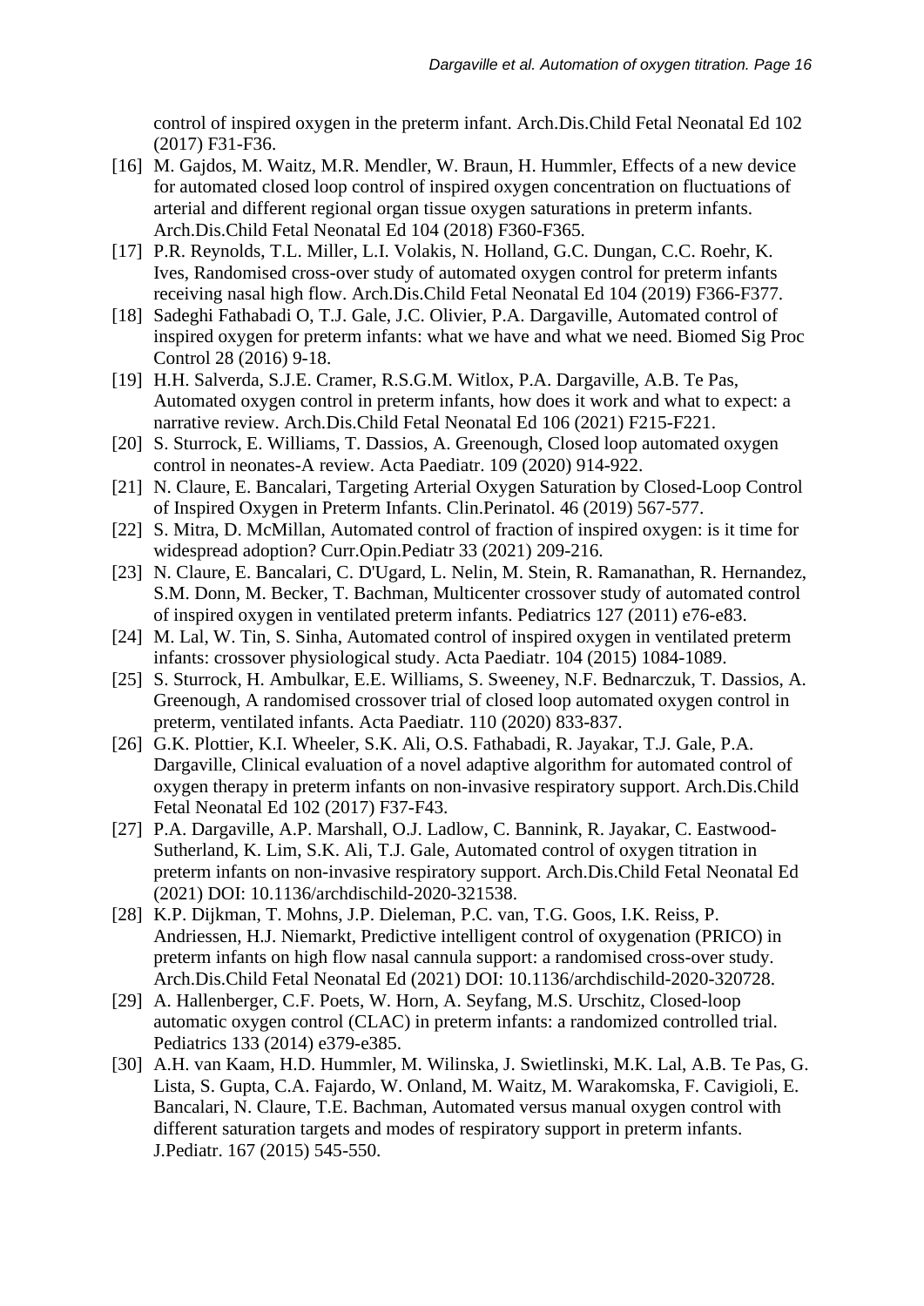control of inspired oxygen in the preterm infant. Arch.Dis.Child Fetal Neonatal Ed 102 (2017) F31-F36.

[16] M. Gajdos, M. Waitz, M.R. Mendler, W. Braun, H. Hummler, Effects of a new device for automated closed loop control of inspired oxygen concentration on fluctuations of arterial and different regional organ tissue oxygen saturations in preterm infants. Arch.Dis.Child Fetal Neonatal Ed 104 (2018) F360-F365.

[17] P.R. Reynolds, T.L. Miller, L.I. Volakis, N. Holland, G.C. Dungan, C.C. Roehr, K. Ives, Randomised cross-over study of automated oxygen control for preterm infants receiving nasal high flow. Arch.Dis.Child Fetal Neonatal Ed 104 (2019) F366-F377.

[18] Sadeghi Fathabadi O, T.J. Gale, J.C. Olivier, P.A. Dargaville, Automated control of inspired oxygen for preterm infants: what we have and what we need. Biomed Sig Proc Control 28 (2016) 9-18.

[19] H.H. Salverda, S.J.E. Cramer, R.S.G.M. Witlox, P.A. Dargaville, A.B. Te Pas, Automated oxygen control in preterm infants, how does it work and what to expect: a narrative review. Arch.Dis.Child Fetal Neonatal Ed 106 (2021) F215-F221.

[20] S. Sturrock, E. Williams, T. Dassios, A. Greenough, Closed loop automated oxygen control in neonates-A review. Acta Paediatr. 109 (2020) 914-922.

[21] N. Claure, E. Bancalari, Targeting Arterial Oxygen Saturation by Closed-Loop Control of Inspired Oxygen in Preterm Infants. Clin.Perinatol. 46 (2019) 567-577.

[22] S. Mitra, D. McMillan, Automated control of fraction of inspired oxygen: is it time for widespread adoption? Curr.Opin.Pediatr 33 (2021) 209-216.

[23] N. Claure, E. Bancalari, C. D'Ugard, L. Nelin, M. Stein, R. Ramanathan, R. Hernandez, S.M. Donn, M. Becker, T. Bachman, Multicenter crossover study of automated control of inspired oxygen in ventilated preterm infants. Pediatrics 127 (2011) e76-e83.

[24] M. Lal, W. Tin, S. Sinha, Automated control of inspired oxygen in ventilated preterm infants: crossover physiological study. Acta Paediatr. 104 (2015) 1084-1089.

[25] S. Sturrock, H. Ambulkar, E.E. Williams, S. Sweeney, N.F. Bednarczuk, T. Dassios, A. Greenough, A randomised crossover trial of closed loop automated oxygen control in preterm, ventilated infants. Acta Paediatr. 110 (2020) 833-837.

[26] G.K. Plottier, K.I. Wheeler, S.K. Ali, O.S. Fathabadi, R. Jayakar, T.J. Gale, P.A. Dargaville, Clinical evaluation of a novel adaptive algorithm for automated control of oxygen therapy in preterm infants on non-invasive respiratory support. Arch.Dis.Child Fetal Neonatal Ed 102 (2017) F37-F43.

[27] P.A. Dargaville, A.P. Marshall, O.J. Ladlow, C. Bannink, R. Jayakar, C. Eastwood-Sutherland, K. Lim, S.K. Ali, T.J. Gale, Automated control of oxygen titration in preterm infants on non-invasive respiratory support. Arch.Dis.Child Fetal Neonatal Ed (2021) DOI: 10.1136/archdischild-2020-321538.

[28] K.P. Dijkman, T. Mohns, J.P. Dieleman, P.C. van, T.G. Goos, I.K. Reiss, P. Andriessen, H.J. Niemarkt, Predictive intelligent control of oxygenation (PRICO) in preterm infants on high flow nasal cannula support: a randomised cross-over study. Arch.Dis.Child Fetal Neonatal Ed (2021) DOI: 10.1136/archdischild-2020-320728.

[29] A. Hallenberger, C.F. Poets, W. Horn, A. Seyfang, M.S. Urschitz, Closed-loop automatic oxygen control (CLAC) in preterm infants: a randomized controlled trial. Pediatrics 133 (2014) e379-e385.

[30] A.H. van Kaam, H.D. Hummler, M. Wilinska, J. Swietlinski, M.K. Lal, A.B. Te Pas, G. Lista, S. Gupta, C.A. Fajardo, W. Onland, M. Waitz, M. Warakomska, F. Cavigioli, E. Bancalari, N. Claure, T.E. Bachman, Automated versus manual oxygen control with different saturation targets and modes of respiratory support in preterm infants. J.Pediatr. 167 (2015) 545-550.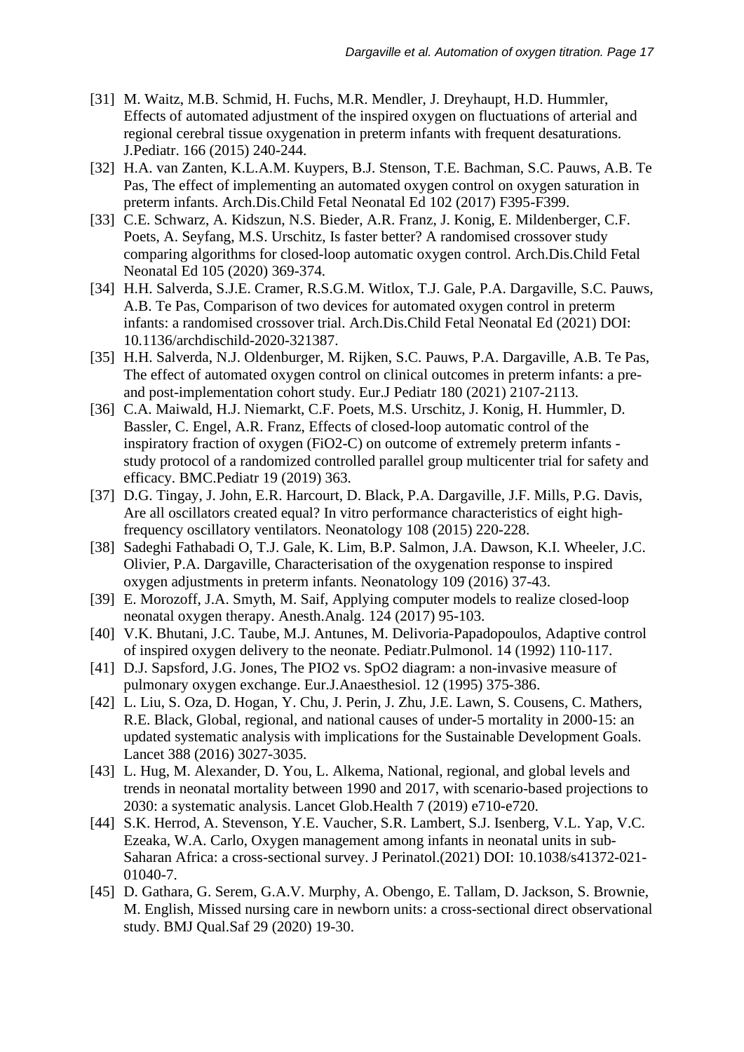[31] M. Waitz, M.B. Schmid, H. Fuchs, M.R. Mendler, J. Dreyhaupt, H.D. Hummler, Effects of automated adjustment of the inspired oxygen on fluctuations of arterial and regional cerebral tissue oxygenation in preterm infants with frequent desaturations. J.Pediatr. 166 (2015) 240-244.

[32] H.A. van Zanten, K.L.A.M. Kuypers, B.J. Stenson, T.E. Bachman, S.C. Pauws, A.B. Te Pas, The effect of implementing an automated oxygen control on oxygen saturation in preterm infants. Arch.Dis.Child Fetal Neonatal Ed 102 (2017) F395-F399.

[33] C.E. Schwarz, A. Kidszun, N.S. Bieder, A.R. Franz, J. Konig, E. Mildenberger, C.F. Poets, A. Seyfang, M.S. Urschitz, Is faster better? A randomised crossover study comparing algorithms for closed-loop automatic oxygen control. Arch.Dis.Child Fetal Neonatal Ed 105 (2020) 369-374.

[34] H.H. Salverda, S.J.E. Cramer, R.S.G.M. Witlox, T.J. Gale, P.A. Dargaville, S.C. Pauws, A.B. Te Pas, Comparison of two devices for automated oxygen control in preterm infants: a randomised crossover trial. Arch.Dis.Child Fetal Neonatal Ed (2021) DOI: 10.1136/archdischild-2020-321387.

[35] H.H. Salverda, N.J. Oldenburger, M. Rijken, S.C. Pauws, P.A. Dargaville, A.B. Te Pas, The effect of automated oxygen control on clinical outcomes in preterm infants: a pre- and post-implementation cohort study. Eur.J Pediatr 180 (2021) 2107-2113.

[36] C.A. Maiwald, H.J. Niemarkt, C.F. Poets, M.S. Urschitz, J. Konig, H. Hummler, D. Bassler, C. Engel, A.R. Franz, Effects of closed-loop automatic control of the inspiratory fraction of oxygen (FiO2-C) on outcome of extremely preterm infants - study protocol of a randomized controlled parallel group multicenter trial for safety and efficacy. BMC.Pediatr 19 (2019) 363.

[37] D.G. Tingay, J. John, E.R. Harcourt, D. Black, P.A. Dargaville, J.F. Mills, P.G. Davis, Are all oscillators created equal? In vitro performance characteristics of eight high-frequency oscillatory ventilators. Neonatology 108 (2015) 220-228.

[38] Sadeghi Fathabadi O, T.J. Gale, K. Lim, B.P. Salmon, J.A. Dawson, K.I. Wheeler, J.C. Olivier, P.A. Dargaville, Characterisation of the oxygenation response to inspired oxygen adjustments in preterm infants. Neonatology 109 (2016) 37-43.

[39] E. Morozoff, J.A. Smyth, M. Saif, Applying computer models to realize closed-loop neonatal oxygen therapy. Anesth.Analg. 124 (2017) 95-103.

[40] V.K. Bhutani, J.C. Taube, M.J. Antunes, M. Delivoria-Papadopoulos, Adaptive control of inspired oxygen delivery to the neonate. Pediatr.Pulmonol. 14 (1992) 110-117.

[41] D.J. Sapsford, J.G. Jones, The PIO2 vs. SpO2 diagram: a non-invasive measure of pulmonary oxygen exchange. Eur.J.Anaesthesiol. 12 (1995) 375-386.

[42] L. Liu, S. Oza, D. Hogan, Y. Chu, J. Perin, J. Zhu, J.E. Lawn, S. Cousens, C. Mathers, R.E. Black, Global, regional, and national causes of under-5 mortality in 2000-15: an updated systematic analysis with implications for the Sustainable Development Goals. Lancet 388 (2016) 3027-3035.

[43] L. Hug, M. Alexander, D. You, L. Alkema, National, regional, and global levels and trends in neonatal mortality between 1990 and 2017, with scenario-based projections to 2030: a systematic analysis. Lancet Glob.Health 7 (2019) e710-e720.

[44] S.K. Herrod, A. Stevenson, Y.E. Vaucher, S.R. Lambert, S.J. Isenberg, V.L. Yap, V.C. Ezeaka, W.A. Carlo, Oxygen management among infants in neonatal units in sub-Saharan Africa: a cross-sectional survey. J Perinatol.(2021) DOI: 10.1038/s41372-021-01040-7.

[45] D. Gathara, G. Serem, G.A.V. Murphy, A. Obengo, E. Tallam, D. Jackson, S. Brownie, M. English, Missed nursing care in newborn units: a cross-sectional direct observational study. BMJ Qual.Saf 29 (2020) 19-30.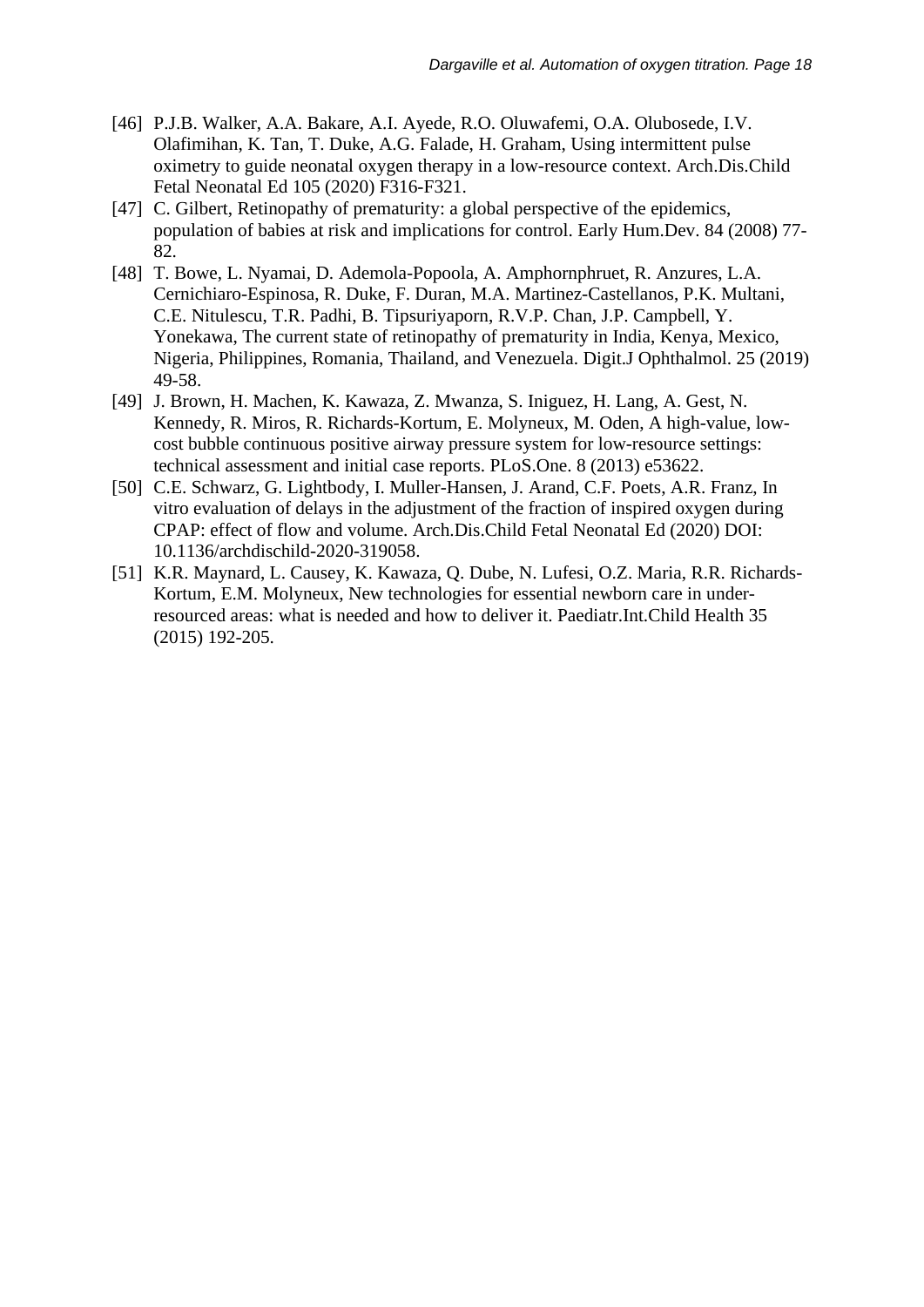[46] P.J.B. Walker, A.A. Bakare, A.I. Ayede, R.O. Oluwafemi, O.A. Olubosede, I.V. Olafimihan, K. Tan, T. Duke, A.G. Falade, H. Graham, Using intermittent pulse oximetry to guide neonatal oxygen therapy in a low-resource context. Arch.Dis.Child Fetal Neonatal Ed 105 (2020) F316-F321.

[47] C. Gilbert, Retinopathy of prematurity: a global perspective of the epidemics, population of babies at risk and implications for control. Early Hum.Dev. 84 (2008) 77-82.

[48] T. Bowe, L. Nyamai, D. Ademola-Popoola, A. Amphornphruet, R. Anzures, L.A. Cernichiaro-Espinosa, R. Duke, F. Duran, M.A. Martinez-Castellanos, P.K. Multani, C.E. Nitulescu, T.R. Padhi, B. Tipsuriyaporn, R.V.P. Chan, J.P. Campbell, Y. Yonekawa, The current state of retinopathy of prematurity in India, Kenya, Mexico, Nigeria, Philippines, Romania, Thailand, and Venezuela. Digit.J Ophthalmol. 25 (2019) 49-58.

[49] J. Brown, H. Machen, K. Kawaza, Z. Mwanza, S. Iniguez, H. Lang, A. Gest, N. Kennedy, R. Miros, R. Richards-Kortum, E. Molyneux, M. Oden, A high-value, low-cost bubble continuous positive airway pressure system for low-resource settings: technical assessment and initial case reports. PLoS.One. 8 (2013) e53622.

[50] C.E. Schwarz, G. Lightbody, I. Muller-Hansen, J. Arand, C.F. Poets, A.R. Franz, In vitro evaluation of delays in the adjustment of the fraction of inspired oxygen during CPAP: effect of flow and volume. Arch.Dis.Child Fetal Neonatal Ed (2020) DOI: 10.1136/archdischild-2020-319058.

[51] K.R. Maynard, L. Causey, K. Kawaza, Q. Dube, N. Lufesi, O.Z. Maria, R.R. Richards-Kortum, E.M. Molyneux, New technologies for essential newborn care in under-resourced areas: what is needed and how to deliver it. Paediatr.Int.Child Health 35 (2015) 192-205.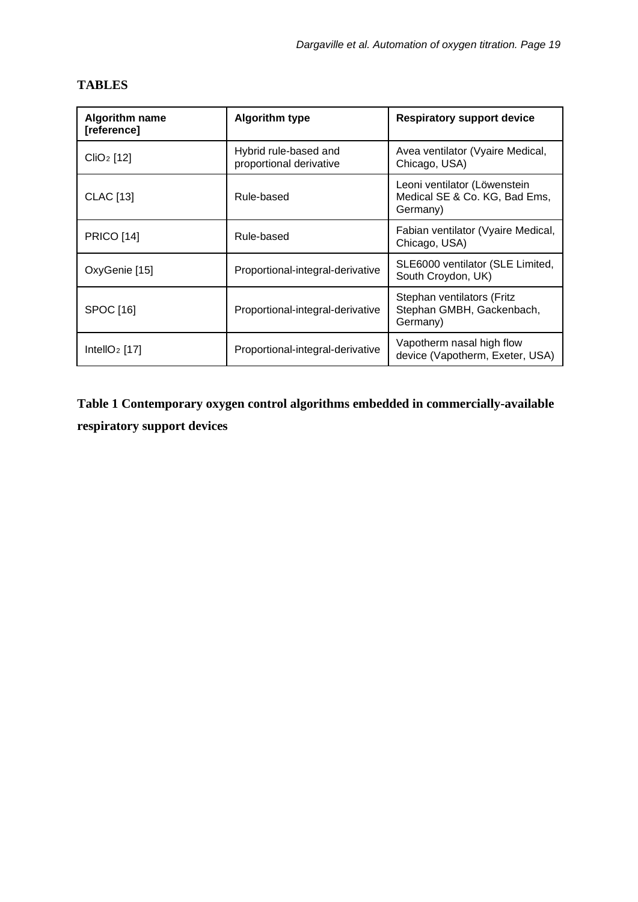# TABLES

| Algorithm name [reference] | Algorithm type | Respiratory support device |
|---|---|---|
| $CliO_2$ [12] | Hybrid rule-based and proportional derivative | Avea ventilator (Vyaire Medical, Chicago, USA) |
| CLAC [13] | Rule-based | Leoni ventilator (Löwenstein Medical SE & Co. KG, Bad Ems, Germany) |
| PRICO [14] | Rule-based | Fabian ventilator (Vyaire Medical, Chicago, USA) |
| OxyGenie [15] | Proportional-integral-derivative | SLE6000 ventilator (SLE Limited, South Croydon, UK) |
| SPOC [16] | Proportional-integral-derivative | Stephan ventilators (Fritz Stephan GMBH, Gackenbach, Germany) |
| $IntellO_2$ [17] | Proportional-integral-derivative | Vapotherm nasal high flow device (Vapotherm, Exeter, USA) |

**Table 1 Contemporary oxygen control algorithms embedded in commercially-available respiratory support devices**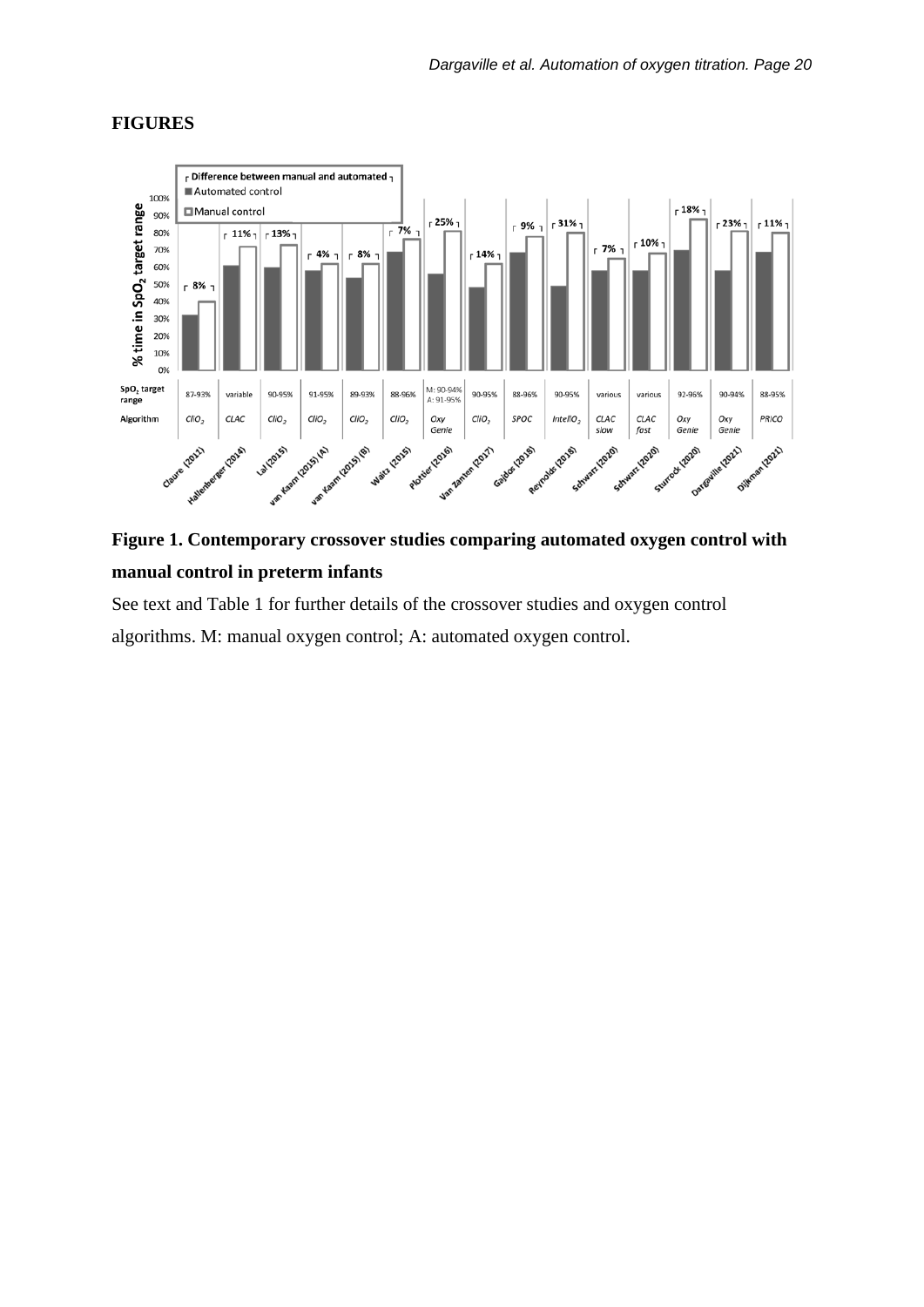## FIGURES

**Figure 1. Contemporary crossover studies comparing automated oxygen control with manual control in preterm infants**

See text and Table 1 for further details of the crossover studies and oxygen control algorithms. M: manual oxygen control; A: automated oxygen control.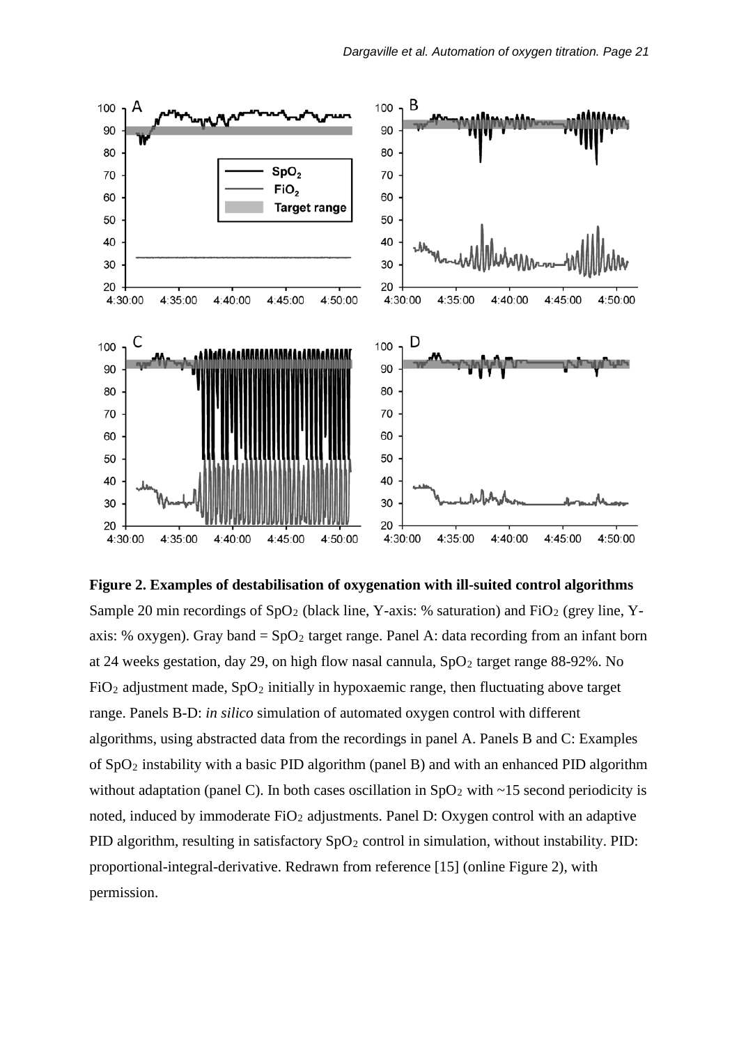A

100
90
80
70
60
50
40
30
20

4:30:00 4:35:00 4:40:00 4:45:00 4:50:00

$SpO_2$
$FiO_2$
Target range

B

100
90
80
70
60
50
40
30
20

4:30:00 4:35:00 4:40:00 4:45:00 4:50:00

C

100
90
80
70
60
50
40
30
20

4:30:00 4:35:00 4:40:00 4:45:00 4:50:00

D

100
90
80
70
60
50
40
30
20

4:30:00 4:35:00 4:40:00 4:45:00 4:50:00

**Figure 2. Examples of destabilisation of oxygenation with ill-suited control algorithms**
Sample 20 min recordings of $SpO_2$ (black line, Y-axis: % saturation) and $FiO_2$ (grey line, Y-axis: % oxygen). Gray band = $SpO_2$ target range. Panel A: data recording from an infant born at 24 weeks gestation, day 29, on high flow nasal cannula, $SpO_2$ target range 88-92%. No $FiO_2$ adjustment made, $SpO_2$ initially in hypoxaemic range, then fluctuating above target range. Panels B-D: *in silico* simulation of automated oxygen control with different algorithms, using abstracted data from the recordings in panel A. Panels B and C: Examples of $SpO_2$ instability with a basic PID algorithm (panel B) and with an enhanced PID algorithm without adaptation (panel C). In both cases oscillation in $SpO_2$ with ~15 second periodicity is noted, induced by immoderate $FiO_2$ adjustments. Panel D: Oxygen control with an adaptive PID algorithm, resulting in satisfactory $SpO_2$ control in simulation, without instability. PID: proportional-integral-derivative. Redrawn from reference [15] (online Figure 2), with permission.